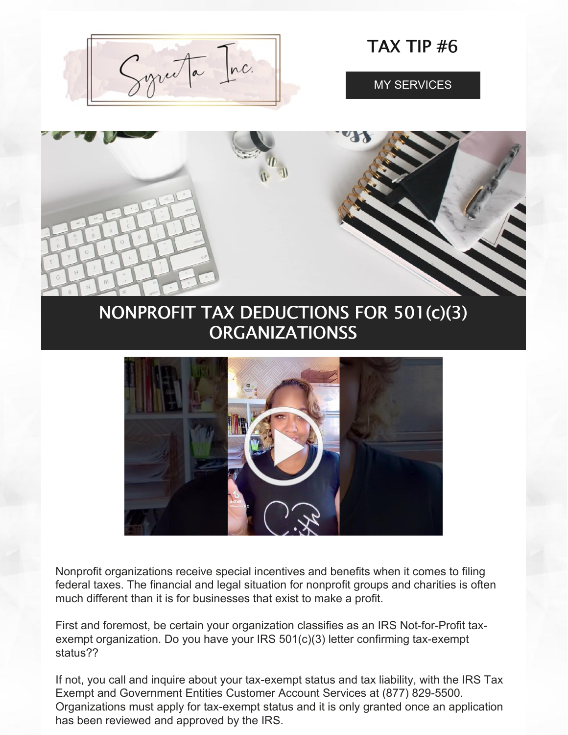Syreeta Inc.

# TAX TIP #6

MY SERVICES

## NONPROFIT TAX DEDUCTIONS FOR 501(c)(3) ORGANIZATIONSS

Nonprofit organizations receive special incentives and benefits when it comes to filing federal taxes. The financial and legal situation for nonprofit groups and charities is often much different than it is for businesses that exist to make a profit.

First and foremost, be certain your organization classifies as an IRS Not-for-Profit tax-exempt organization. Do you have your IRS 501(c)(3) letter confirming tax-exempt status??

If not, you call and inquire about your tax-exempt status and tax liability, with the IRS Tax Exempt and Government Entities Customer Account Services at (877) 829-5500. Organizations must apply for tax-exempt status and it is only granted once an application has been reviewed and approved by the IRS.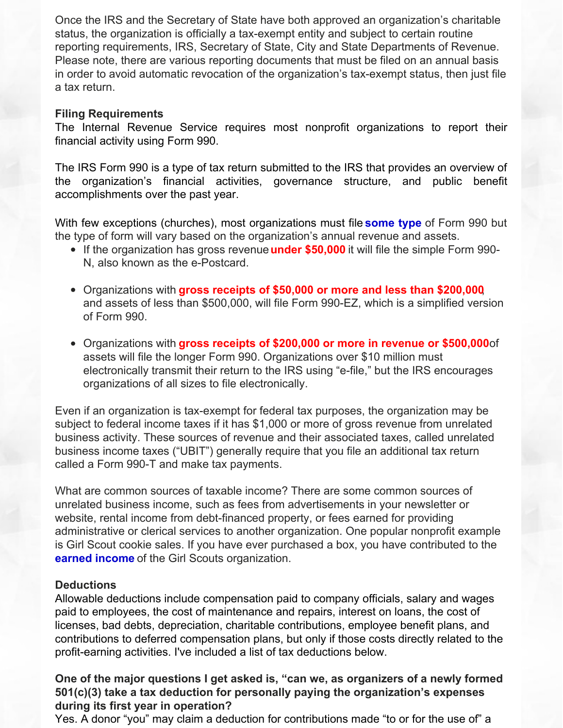Once the IRS and the Secretary of State have both approved an organization's charitable status, the organization is officially a tax-exempt entity and subject to certain routine reporting requirements, IRS, Secretary of State, City and State Departments of Revenue. Please note, there are various reporting documents that must be filed on an annual basis in order to avoid automatic revocation of the organization's tax-exempt status, then just file a tax return.

**Filing Requirements**
The Internal Revenue Service requires most nonprofit organizations to report their financial activity using Form 990.

The IRS Form 990 is a type of tax return submitted to the IRS that provides an overview of the organization's financial activities, governance structure, and public benefit accomplishments over the past year.

With few exceptions (churches), most organizations must file **some type** of Form 990 but the type of form will vary based on the organization's annual revenue and assets.

- If the organization has gross revenue **under $50,000** it will file the simple Form 990-N, also known as the e-Postcard.

- Organizations with **gross receipts of $50,000 or more and less than $200,000**, and assets of less than $500,000, will file Form 990-EZ, which is a simplified version of Form 990.

- Organizations with **gross receipts of $200,000 or more in revenue or $500,000** of assets will file the longer Form 990. Organizations over $10 million must electronically transmit their return to the IRS using "e-file," but the IRS encourages organizations of all sizes to file electronically.

Even if an organization is tax-exempt for federal tax purposes, the organization may be subject to federal income taxes if it has $1,000 or more of gross revenue from unrelated business activity. These sources of revenue and their associated taxes, called unrelated business income taxes ("UBIT") generally require that you file an additional tax return called a Form 990-T and make tax payments.

What are common sources of taxable income? There are some common sources of unrelated business income, such as fees from advertisements in your newsletter or website, rental income from debt-financed property, or fees earned for providing administrative or clerical services to another organization. One popular nonprofit example is Girl Scout cookie sales. If you have ever purchased a box, you have contributed to the **earned income** of the Girl Scouts organization.

**Deductions**
Allowable deductions include compensation paid to company officials, salary and wages paid to employees, the cost of maintenance and repairs, interest on loans, the cost of licenses, bad debts, depreciation, charitable contributions, employee benefit plans, and contributions to deferred compensation plans, but only if those costs directly related to the profit-earning activities. I've included a list of tax deductions below.

**One of the major questions I get asked is, "can we, as organizers of a newly formed 501(c)(3) take a tax deduction for personally paying the organization's expenses during its first year in operation?**
Yes. A donor "you" may claim a deduction for contributions made "to or for the use of" a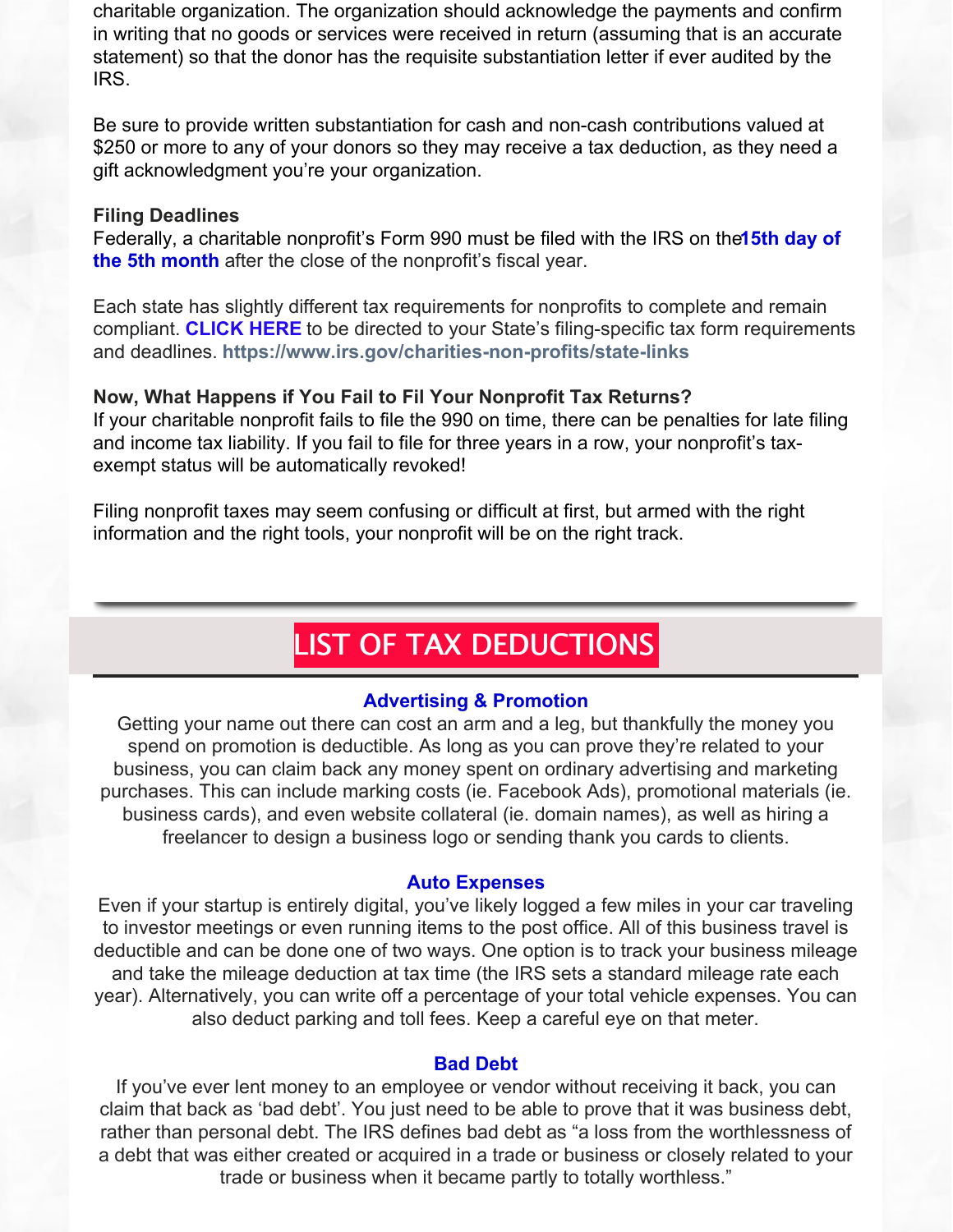charitable organization. The organization should acknowledge the payments and confirm in writing that no goods or services were received in return (assuming that is an accurate statement) so that the donor has the requisite substantiation letter if ever audited by the IRS.

Be sure to provide written substantiation for cash and non-cash contributions valued at $250 or more to any of your donors so they may receive a tax deduction, as they need a gift acknowledgment you're your organization.

**Filing Deadlines**

Federally, a charitable nonprofit's Form 990 must be filed with the IRS on the**15th day of the 5th month** after the close of the nonprofit's fiscal year.

Each state has slightly different tax requirements for nonprofits to complete and remain compliant. **CLICK HERE** to be directed to your State's filing-specific tax form requirements and deadlines. **https://www.irs.gov/charities-non-profits/state-links**

**Now, What Happens if You Fail to Fil Your Nonprofit Tax Returns?**

If your charitable nonprofit fails to file the 990 on time, there can be penalties for late filing and income tax liability. If you fail to file for three years in a row, your nonprofit's tax-exempt status will be automatically revoked!

Filing nonprofit taxes may seem confusing or difficult at first, but armed with the right information and the right tools, your nonprofit will be on the right track.

---

## LIST OF TAX DEDUCTIONS

### Advertising & Promotion

Getting your name out there can cost an arm and a leg, but thankfully the money you spend on promotion is deductible. As long as you can prove they're related to your business, you can claim back any money spent on ordinary advertising and marketing purchases. This can include marking costs (ie. Facebook Ads), promotional materials (ie. business cards), and even website collateral (ie. domain names), as well as hiring a freelancer to design a business logo or sending thank you cards to clients.

### Auto Expenses

Even if your startup is entirely digital, you've likely logged a few miles in your car traveling to investor meetings or even running items to the post office. All of this business travel is deductible and can be done one of two ways. One option is to track your business mileage and take the mileage deduction at tax time (the IRS sets a standard mileage rate each year). Alternatively, you can write off a percentage of your total vehicle expenses. You can also deduct parking and toll fees. Keep a careful eye on that meter.

### Bad Debt

If you've ever lent money to an employee or vendor without receiving it back, you can claim that back as 'bad debt'. You just need to be able to prove that it was business debt, rather than personal debt. The IRS defines bad debt as "a loss from the worthlessness of a debt that was either created or acquired in a trade or business or closely related to your trade or business when it became partly to totally worthless."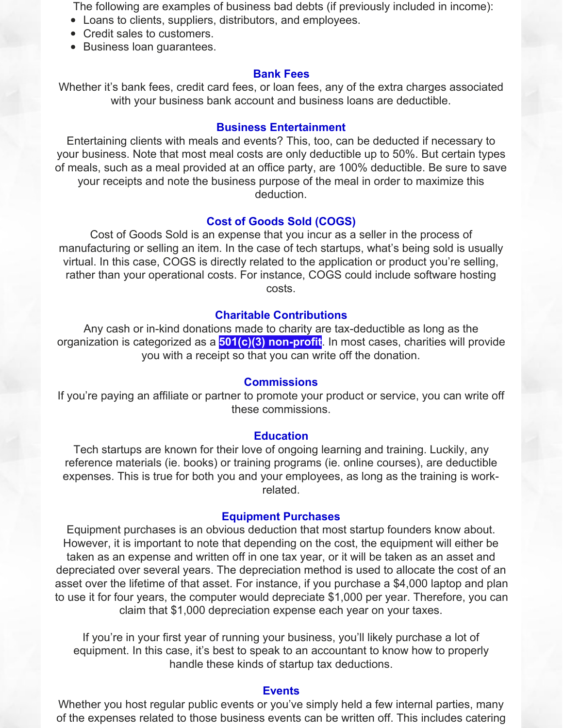The following are examples of business bad debts (if previously included in income):

- Loans to clients, suppliers, distributors, and employees.
- Credit sales to customers.
- Business loan guarantees.

### Bank Fees

Whether it's bank fees, credit card fees, or loan fees, any of the extra charges associated with your business bank account and business loans are deductible.

### Business Entertainment

Entertaining clients with meals and events? This, too, can be deducted if necessary to your business. Note that most meal costs are only deductible up to 50%. But certain types of meals, such as a meal provided at an office party, are 100% deductible. Be sure to save your receipts and note the business purpose of the meal in order to maximize this deduction.

### Cost of Goods Sold (COGS)

Cost of Goods Sold is an expense that you incur as a seller in the process of manufacturing or selling an item. In the case of tech startups, what's being sold is usually virtual. In this case, COGS is directly related to the application or product you're selling, rather than your operational costs. For instance, COGS could include software hosting costs.

### Charitable Contributions

Any cash or in-kind donations made to charity are tax-deductible as long as the organization is categorized as a **501(c)(3) non-profit**. In most cases, charities will provide you with a receipt so that you can write off the donation.

### Commissions

If you're paying an affiliate or partner to promote your product or service, you can write off these commissions.

### Education

Tech startups are known for their love of ongoing learning and training. Luckily, any reference materials (ie. books) or training programs (ie. online courses), are deductible expenses. This is true for both you and your employees, as long as the training is work-related.

### Equipment Purchases

Equipment purchases is an obvious deduction that most startup founders know about. However, it is important to note that depending on the cost, the equipment will either be taken as an expense and written off in one tax year, or it will be taken as an asset and depreciated over several years. The depreciation method is used to allocate the cost of an asset over the lifetime of that asset. For instance, if you purchase a $4,000 laptop and plan to use it for four years, the computer would depreciate $1,000 per year. Therefore, you can claim that $1,000 depreciation expense each year on your taxes.

If you're in your first year of running your business, you'll likely purchase a lot of equipment. In this case, it's best to speak to an accountant to know how to properly handle these kinds of startup tax deductions.

### Events

Whether you host regular public events or you've simply held a few internal parties, many of the expenses related to those business events can be written off. This includes catering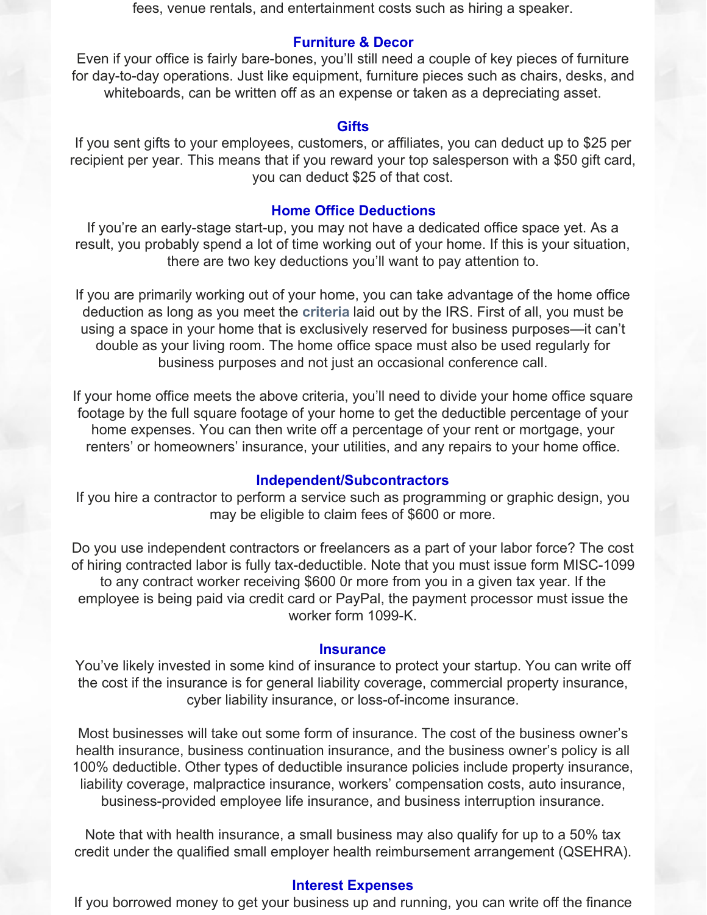fees, venue rentals, and entertainment costs such as hiring a speaker.

### Furniture & Decor

Even if your office is fairly bare-bones, you'll still need a couple of key pieces of furniture for day-to-day operations. Just like equipment, furniture pieces such as chairs, desks, and whiteboards, can be written off as an expense or taken as a depreciating asset.

### Gifts

If you sent gifts to your employees, customers, or affiliates, you can deduct up to $25 per recipient per year. This means that if you reward your top salesperson with a $50 gift card, you can deduct $25 of that cost.

### Home Office Deductions

If you're an early-stage start-up, you may not have a dedicated office space yet. As a result, you probably spend a lot of time working out of your home. If this is your situation, there are two key deductions you'll want to pay attention to.

If you are primarily working out of your home, you can take advantage of the home office deduction as long as you meet the **criteria** laid out by the IRS. First of all, you must be using a space in your home that is exclusively reserved for business purposes—it can't double as your living room. The home office space must also be used regularly for business purposes and not just an occasional conference call.

If your home office meets the above criteria, you'll need to divide your home office square footage by the full square footage of your home to get the deductible percentage of your home expenses. You can then write off a percentage of your rent or mortgage, your renters' or homeowners' insurance, your utilities, and any repairs to your home office.

### Independent/Subcontractors

If you hire a contractor to perform a service such as programming or graphic design, you may be eligible to claim fees of $600 or more.

Do you use independent contractors or freelancers as a part of your labor force? The cost of hiring contracted labor is fully tax-deductible. Note that you must issue form MISC-1099 to any contract worker receiving $600 0r more from you in a given tax year. If the employee is being paid via credit card or PayPal, the payment processor must issue the worker form 1099-K.

### Insurance

You've likely invested in some kind of insurance to protect your startup. You can write off the cost if the insurance is for general liability coverage, commercial property insurance, cyber liability insurance, or loss-of-income insurance.

Most businesses will take out some form of insurance. The cost of the business owner's health insurance, business continuation insurance, and the business owner's policy is all 100% deductible. Other types of deductible insurance policies include property insurance, liability coverage, malpractice insurance, workers' compensation costs, auto insurance, business-provided employee life insurance, and business interruption insurance.

Note that with health insurance, a small business may also qualify for up to a 50% tax credit under the qualified small employer health reimbursement arrangement (QSEHRA).

### Interest Expenses

If you borrowed money to get your business up and running, you can write off the finance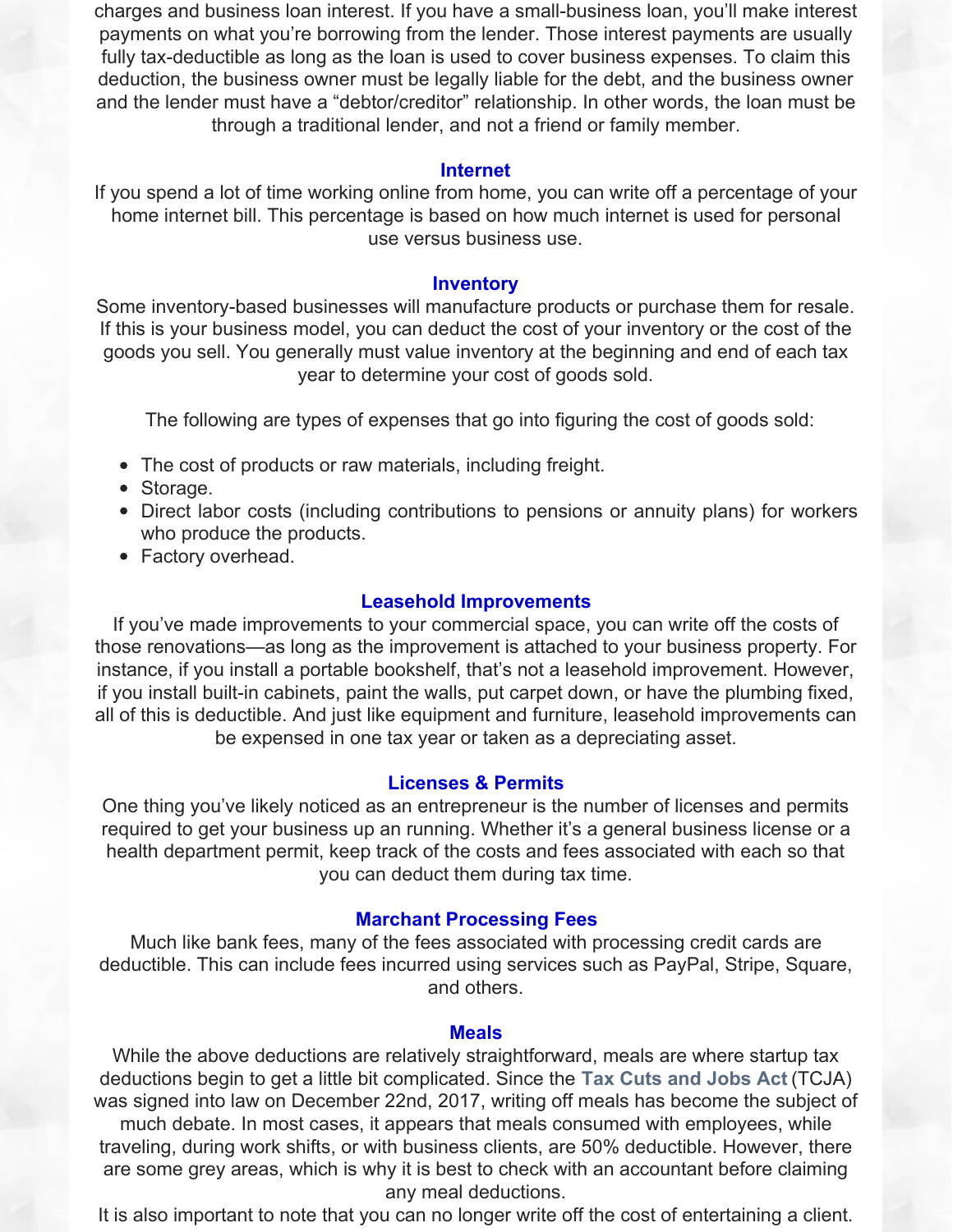charges and business loan interest. If you have a small-business loan, you'll make interest payments on what you're borrowing from the lender. Those interest payments are usually fully tax-deductible as long as the loan is used to cover business expenses. To claim this deduction, the business owner must be legally liable for the debt, and the business owner and the lender must have a "debtor/creditor" relationship. In other words, the loan must be through a traditional lender, and not a friend or family member.

### Internet

If you spend a lot of time working online from home, you can write off a percentage of your home internet bill. This percentage is based on how much internet is used for personal use versus business use.

### Inventory

Some inventory-based businesses will manufacture products or purchase them for resale. If this is your business model, you can deduct the cost of your inventory or the cost of the goods you sell. You generally must value inventory at the beginning and end of each tax year to determine your cost of goods sold.

The following are types of expenses that go into figuring the cost of goods sold:

- The cost of products or raw materials, including freight.
- Storage.
- Direct labor costs (including contributions to pensions or annuity plans) for workers who produce the products.
- Factory overhead.

### Leasehold Improvements

If you've made improvements to your commercial space, you can write off the costs of those renovations—as long as the improvement is attached to your business property. For instance, if you install a portable bookshelf, that's not a leasehold improvement. However, if you install built-in cabinets, paint the walls, put carpet down, or have the plumbing fixed, all of this is deductible. And just like equipment and furniture, leasehold improvements can be expensed in one tax year or taken as a depreciating asset.

### Licenses & Permits

One thing you've likely noticed as an entrepreneur is the number of licenses and permits required to get your business up an running. Whether it's a general business license or a health department permit, keep track of the costs and fees associated with each so that you can deduct them during tax time.

### Marchant Processing Fees

Much like bank fees, many of the fees associated with processing credit cards are deductible. This can include fees incurred using services such as PayPal, Stripe, Square, and others.

### Meals

While the above deductions are relatively straightforward, meals are where startup tax deductions begin to get a little bit complicated. Since the **Tax Cuts and Jobs Act** (TCJA) was signed into law on December 22nd, 2017, writing off meals has become the subject of much debate. In most cases, it appears that meals consumed with employees, while traveling, during work shifts, or with business clients, are 50% deductible. However, there are some grey areas, which is why it is best to check with an accountant before claiming any meal deductions.

It is also important to note that you can no longer write off the cost of entertaining a client.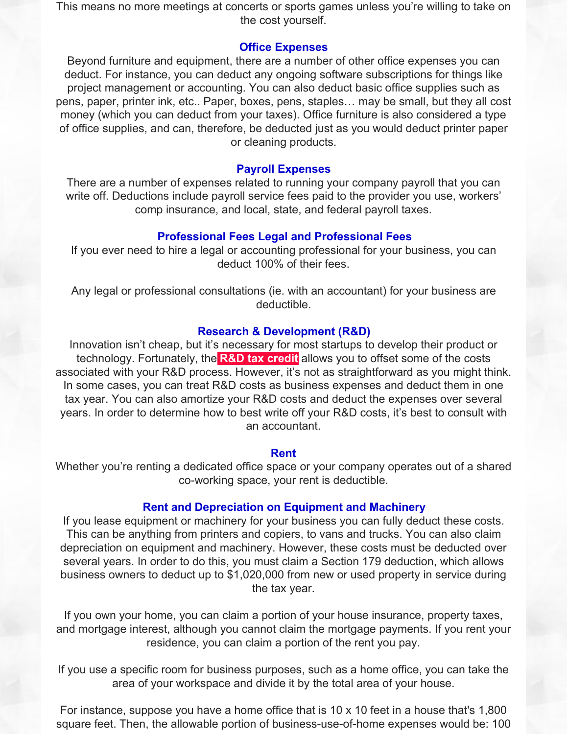This means no more meetings at concerts or sports games unless you're willing to take on the cost yourself.

### Office Expenses

Beyond furniture and equipment, there are a number of other office expenses you can deduct. For instance, you can deduct any ongoing software subscriptions for things like project management or accounting. You can also deduct basic office supplies such as pens, paper, printer ink, etc.. Paper, boxes, pens, staples… may be small, but they all cost money (which you can deduct from your taxes). Office furniture is also considered a type of office supplies, and can, therefore, be deducted just as you would deduct printer paper or cleaning products.

### Payroll Expenses

There are a number of expenses related to running your company payroll that you can write off. Deductions include payroll service fees paid to the provider you use, workers' comp insurance, and local, state, and federal payroll taxes.

### Professional Fees Legal and Professional Fees

If you ever need to hire a legal or accounting professional for your business, you can deduct 100% of their fees.

Any legal or professional consultations (ie. with an accountant) for your business are deductible.

### Research & Development (R&D)

Innovation isn't cheap, but it's necessary for most startups to develop their product or technology. Fortunately, the **R&D tax credit** allows you to offset some of the costs associated with your R&D process. However, it's not as straightforward as you might think. In some cases, you can treat R&D costs as business expenses and deduct them in one tax year. You can also amortize your R&D costs and deduct the expenses over several years. In order to determine how to best write off your R&D costs, it's best to consult with an accountant.

### Rent

Whether you're renting a dedicated office space or your company operates out of a shared co-working space, your rent is deductible.

### Rent and Depreciation on Equipment and Machinery

If you lease equipment or machinery for your business you can fully deduct these costs. This can be anything from printers and copiers, to vans and trucks. You can also claim depreciation on equipment and machinery. However, these costs must be deducted over several years. In order to do this, you must claim a Section 179 deduction, which allows business owners to deduct up to $1,020,000 from new or used property in service during the tax year.

If you own your home, you can claim a portion of your house insurance, property taxes, and mortgage interest, although you cannot claim the mortgage payments. If you rent your residence, you can claim a portion of the rent you pay.

If you use a specific room for business purposes, such as a home office, you can take the area of your workspace and divide it by the total area of your house.

For instance, suppose you have a home office that is 10 x 10 feet in a house that's 1,800 square feet. Then, the allowable portion of business-use-of-home expenses would be: 100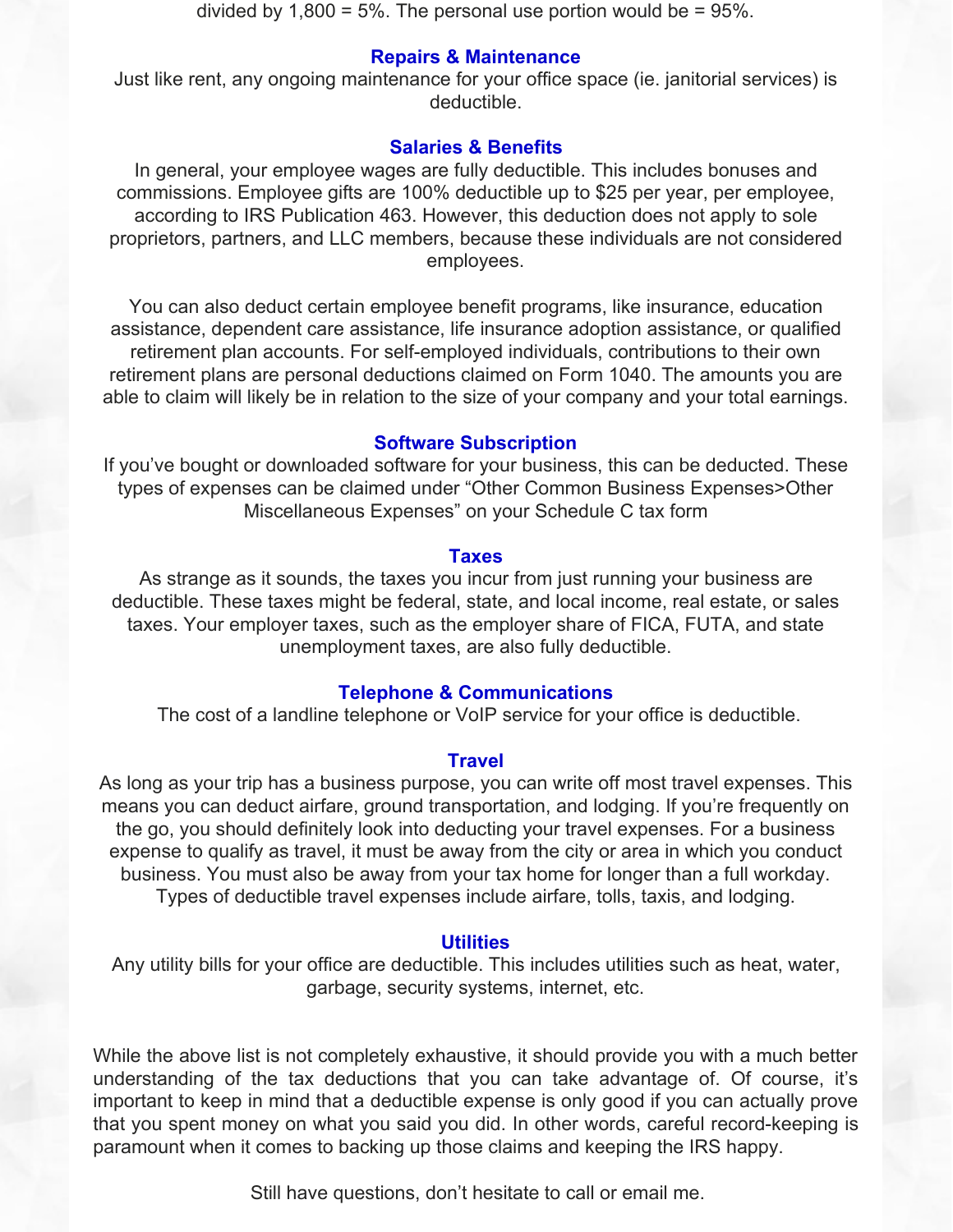divided by 1,800 = 5%. The personal use portion would be = 95%.

### Repairs & Maintenance

Just like rent, any ongoing maintenance for your office space (ie. janitorial services) is deductible.

### Salaries & Benefits

In general, your employee wages are fully deductible. This includes bonuses and commissions. Employee gifts are 100% deductible up to $25 per year, per employee, according to IRS Publication 463. However, this deduction does not apply to sole proprietors, partners, and LLC members, because these individuals are not considered employees.

You can also deduct certain employee benefit programs, like insurance, education assistance, dependent care assistance, life insurance adoption assistance, or qualified retirement plan accounts. For self-employed individuals, contributions to their own retirement plans are personal deductions claimed on Form 1040. The amounts you are able to claim will likely be in relation to the size of your company and your total earnings.

### Software Subscription

If you've bought or downloaded software for your business, this can be deducted. These types of expenses can be claimed under "Other Common Business Expenses>Other Miscellaneous Expenses" on your Schedule C tax form

### Taxes

As strange as it sounds, the taxes you incur from just running your business are deductible. These taxes might be federal, state, and local income, real estate, or sales taxes. Your employer taxes, such as the employer share of FICA, FUTA, and state unemployment taxes, are also fully deductible.

### Telephone & Communications

The cost of a landline telephone or VoIP service for your office is deductible.

### Travel

As long as your trip has a business purpose, you can write off most travel expenses. This means you can deduct airfare, ground transportation, and lodging. If you're frequently on the go, you should definitely look into deducting your travel expenses. For a business expense to qualify as travel, it must be away from the city or area in which you conduct business. You must also be away from your tax home for longer than a full workday. Types of deductible travel expenses include airfare, tolls, taxis, and lodging.

### Utilities

Any utility bills for your office are deductible. This includes utilities such as heat, water, garbage, security systems, internet, etc.

While the above list is not completely exhaustive, it should provide you with a much better understanding of the tax deductions that you can take advantage of. Of course, it's important to keep in mind that a deductible expense is only good if you can actually prove that you spent money on what you said you did. In other words, careful record-keeping is paramount when it comes to backing up those claims and keeping the IRS happy.

Still have questions, don't hesitate to call or email me.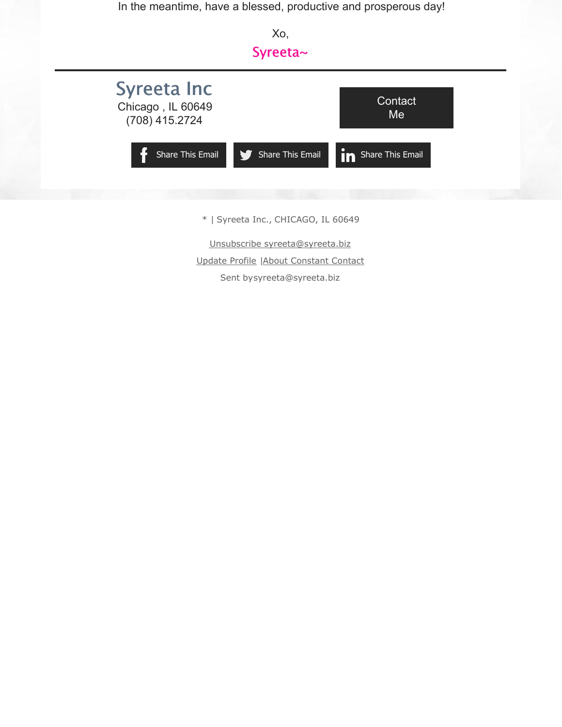In the meantime, have a blessed, productive and prosperous day!

Xo,

Syreeta~

---

**Syreeta Inc**

Chicago , IL 60649

(708) 415.2724

Contact Me

Share This Email | Share This Email | Share This Email

* | Syreeta Inc., CHICAGO, IL 60649

Unsubscribe syreeta@syreeta.biz

Update Profile |About Constant Contact

Sent bysyreeta@syreeta.biz